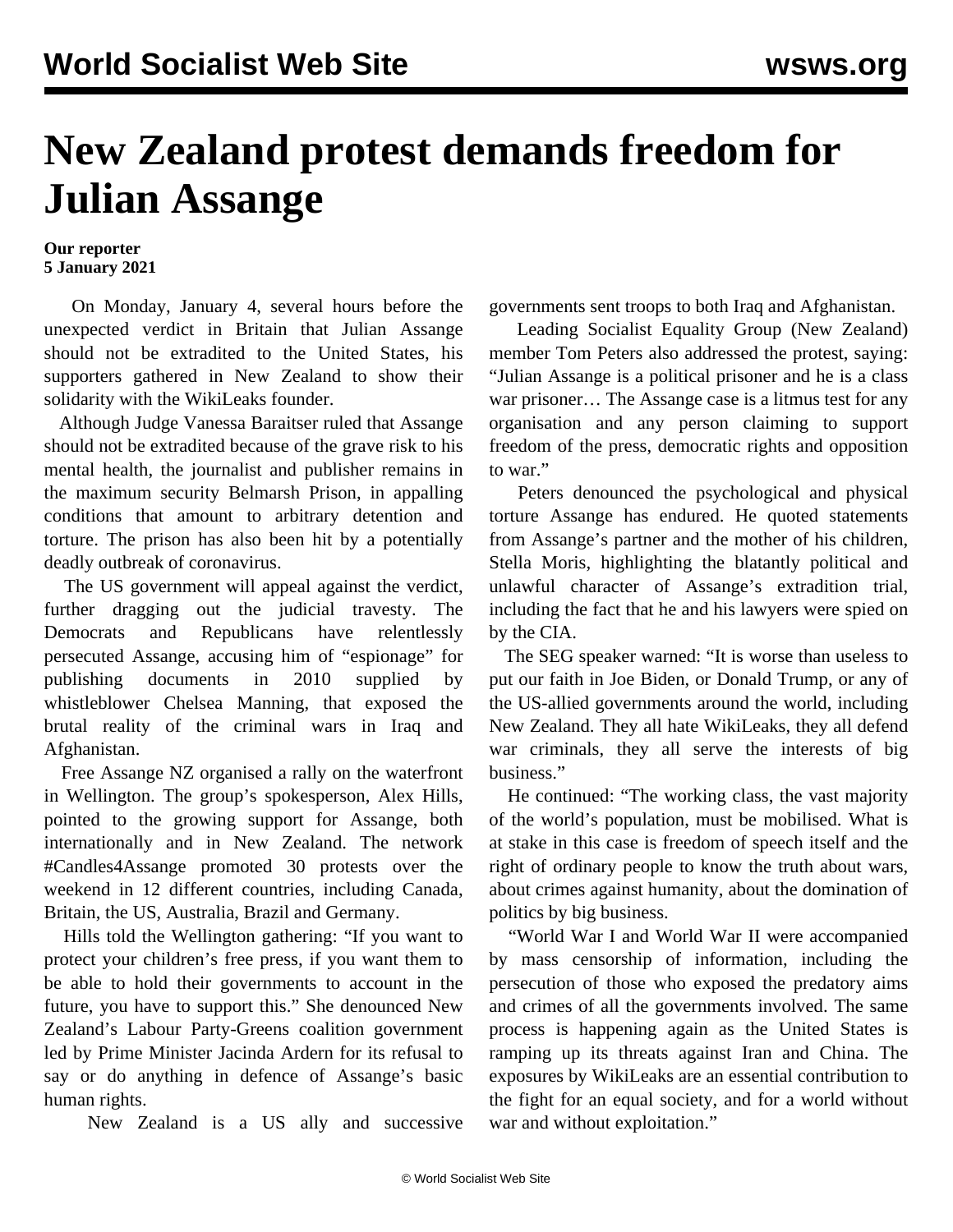# New Zealand protest demands freedom for Julian Assange

**Our reporter**
**5 January 2021**

On Monday, January 4, several hours before the unexpected verdict in Britain that Julian Assange should not be extradited to the United States, his supporters gathered in New Zealand to show their solidarity with the WikiLeaks founder.

Although Judge Vanessa Baraitser ruled that Assange should not be extradited because of the grave risk to his mental health, the journalist and publisher remains in the maximum security Belmarsh Prison, in appalling conditions that amount to arbitrary detention and torture. The prison has also been hit by a potentially deadly outbreak of coronavirus.

The US government will appeal against the verdict, further dragging out the judicial travesty. The Democrats and Republicans have relentlessly persecuted Assange, accusing him of "espionage" for publishing documents in 2010 supplied by whistleblower Chelsea Manning, that exposed the brutal reality of the criminal wars in Iraq and Afghanistan.

Free Assange NZ organised a rally on the waterfront in Wellington. The group's spokesperson, Alex Hills, pointed to the growing support for Assange, both internationally and in New Zealand. The network #Candles4Assange promoted 30 protests over the weekend in 12 different countries, including Canada, Britain, the US, Australia, Brazil and Germany.

Hills told the Wellington gathering: "If you want to protect your children's free press, if you want them to be able to hold their governments to account in the future, you have to support this." She denounced New Zealand's Labour Party-Greens coalition government led by Prime Minister Jacinda Ardern for its refusal to say or do anything in defence of Assange's basic human rights.

New Zealand is a US ally and successive governments sent troops to both Iraq and Afghanistan.

Leading Socialist Equality Group (New Zealand) member Tom Peters also addressed the protest, saying: "Julian Assange is a political prisoner and he is a class war prisoner… The Assange case is a litmus test for any organisation and any person claiming to support freedom of the press, democratic rights and opposition to war."

Peters denounced the psychological and physical torture Assange has endured. He quoted statements from Assange's partner and the mother of his children, Stella Moris, highlighting the blatantly political and unlawful character of Assange's extradition trial, including the fact that he and his lawyers were spied on by the CIA.

The SEG speaker warned: "It is worse than useless to put our faith in Joe Biden, or Donald Trump, or any of the US-allied governments around the world, including New Zealand. They all hate WikiLeaks, they all defend war criminals, they all serve the interests of big business."

He continued: "The working class, the vast majority of the world's population, must be mobilised. What is at stake in this case is freedom of speech itself and the right of ordinary people to know the truth about wars, about crimes against humanity, about the domination of politics by big business.

"World War I and World War II were accompanied by mass censorship of information, including the persecution of those who exposed the predatory aims and crimes of all the governments involved. The same process is happening again as the United States is ramping up its threats against Iran and China. The exposures by WikiLeaks are an essential contribution to the fight for an equal society, and for a world without war and without exploitation."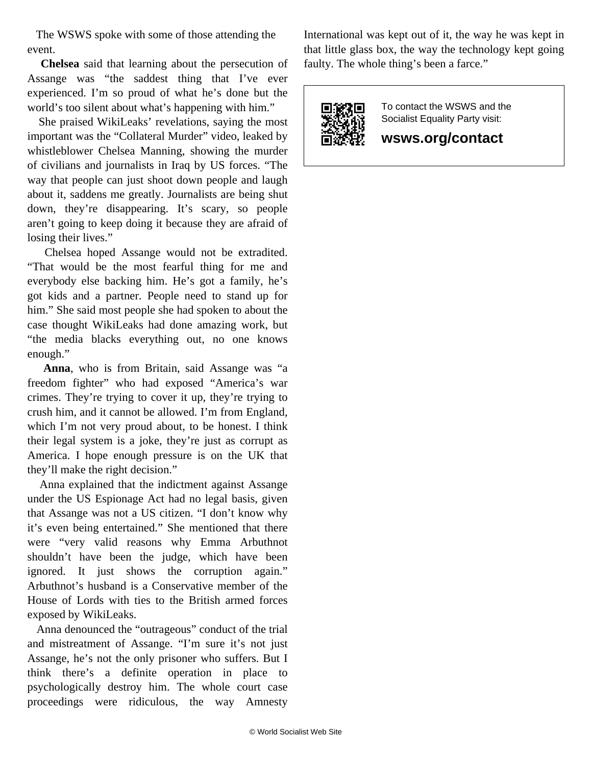The WSWS spoke with some of those attending the event.

**Chelsea** said that learning about the persecution of Assange was "the saddest thing that I've ever experienced. I'm so proud of what he's done but the world's too silent about what's happening with him."

She praised WikiLeaks' revelations, saying the most important was the "Collateral Murder" video, leaked by whistleblower Chelsea Manning, showing the murder of civilians and journalists in Iraq by US forces. "The way that people can just shoot down people and laugh about it, saddens me greatly. Journalists are being shut down, they're disappearing. It's scary, so people aren't going to keep doing it because they are afraid of losing their lives."

Chelsea hoped Assange would not be extradited. "That would be the most fearful thing for me and everybody else backing him. He's got a family, he's got kids and a partner. People need to stand up for him." She said most people she had spoken to about the case thought WikiLeaks had done amazing work, but "the media blacks everything out, no one knows enough."

**Anna**, who is from Britain, said Assange was "a freedom fighter" who had exposed "America's war crimes. They're trying to cover it up, they're trying to crush him, and it cannot be allowed. I'm from England, which I'm not very proud about, to be honest. I think their legal system is a joke, they're just as corrupt as America. I hope enough pressure is on the UK that they'll make the right decision."

Anna explained that the indictment against Assange under the US Espionage Act had no legal basis, given that Assange was not a US citizen. "I don't know why it's even being entertained." She mentioned that there were "very valid reasons why Emma Arbuthnot shouldn't have been the judge, which have been ignored. It just shows the corruption again." Arbuthnot's husband is a Conservative member of the House of Lords with ties to the British armed forces exposed by WikiLeaks.

Anna denounced the "outrageous" conduct of the trial and mistreatment of Assange. "I'm sure it's not just Assange, he's not the only prisoner who suffers. But I think there's a definite operation in place to psychologically destroy him. The whole court case proceedings were ridiculous, the way Amnesty International was kept out of it, the way he was kept in that little glass box, the way the technology kept going faulty. The whole thing's been a farce."

To contact the WSWS and the Socialist Equality Party visit:

**wsws.org/contact**